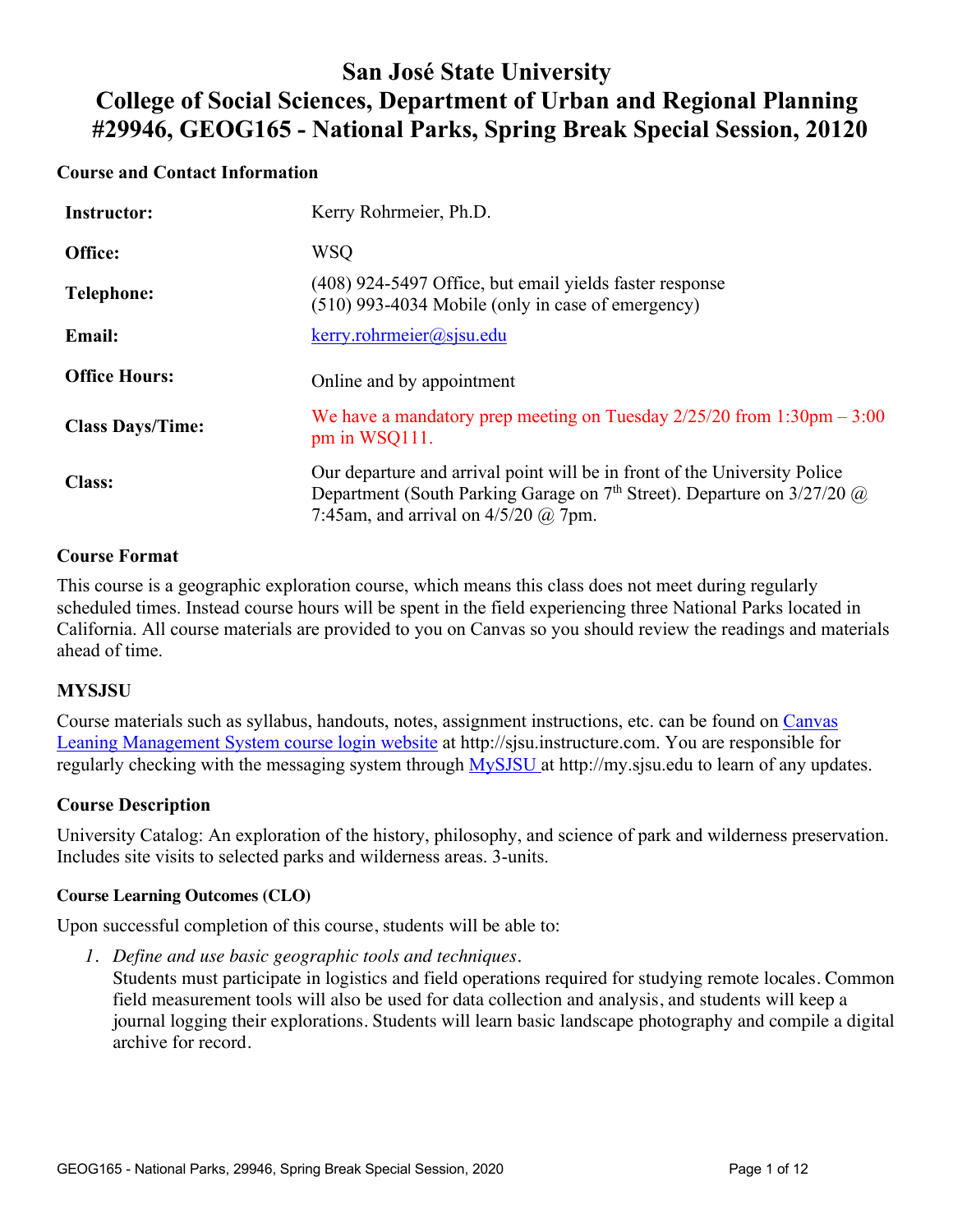# San José State University
# College of Social Sciences, Department of Urban and Regional Planning
# #29946, GEOG165 - National Parks, Spring Break Special Session, 20120

## Course and Contact Information

| | |
|---|---|
| **Instructor:** | Kerry Rohrmeier, Ph.D. |
| **Office:** | WSQ |
| **Telephone:** | (408) 924-5497 Office, but email yields faster response<br>(510) 993-4034 Mobile (only in case of emergency) |
| **Email:** | kerry.rohrmeier@sjsu.edu |
| **Office Hours:** | Online and by appointment |
| **Class Days/Time:** | We have a mandatory prep meeting on Tuesday 2/25/20 from 1:30pm – 3:00 pm in WSQ111. |
| **Class:** | Our departure and arrival point will be in front of the University Police Department (South Parking Garage on 7th Street). Departure on 3/27/20 @ 7:45am, and arrival on 4/5/20 @ 7pm. |

## Course Format

This course is a geographic exploration course, which means this class does not meet during regularly scheduled times. Instead course hours will be spent in the field experiencing three National Parks located in California. All course materials are provided to you on Canvas so you should review the readings and materials ahead of time.

## MYSJSU

Course materials such as syllabus, handouts, notes, assignment instructions, etc. can be found on Canvas Leaning Management System course login website at http://sjsu.instructure.com. You are responsible for regularly checking with the messaging system through MySJSU at http://my.sjsu.edu to learn of any updates.

## Course Description

University Catalog: An exploration of the history, philosophy, and science of park and wilderness preservation. Includes site visits to selected parks and wilderness areas. 3-units.

### Course Learning Outcomes (CLO)

Upon successful completion of this course, students will be able to:

1. *Define and use basic geographic tools and techniques.*
   Students must participate in logistics and field operations required for studying remote locales. Common field measurement tools will also be used for data collection and analysis, and students will keep a journal logging their explorations. Students will learn basic landscape photography and compile a digital archive for record.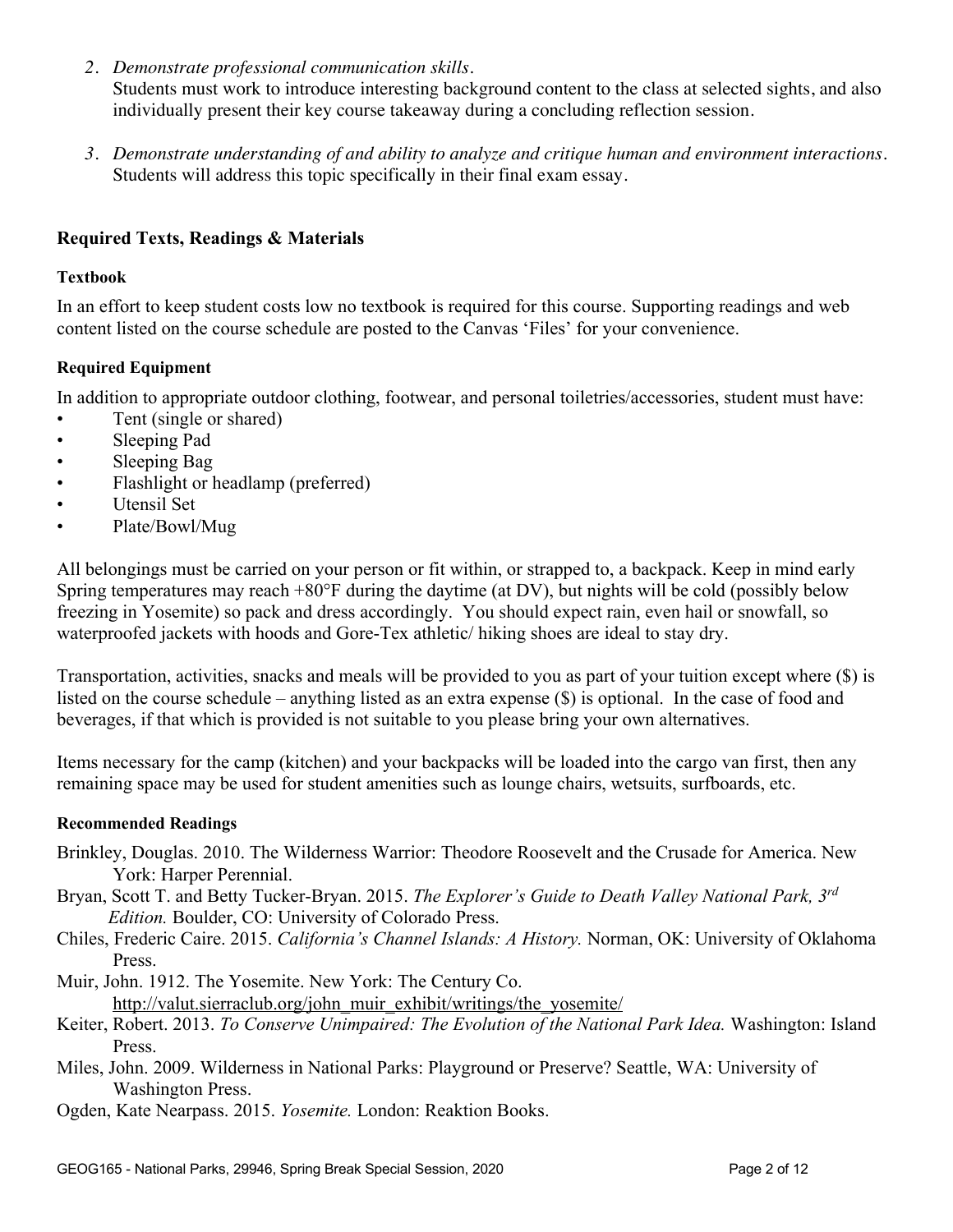2. *Demonstrate professional communication skills.*
   Students must work to introduce interesting background content to the class at selected sights, and also individually present their key course takeaway during a concluding reflection session.

3. *Demonstrate understanding of and ability to analyze and critique human and environment interactions.*
   Students will address this topic specifically in their final exam essay.

## Required Texts, Readings & Materials

### Textbook

In an effort to keep student costs low no textbook is required for this course. Supporting readings and web content listed on the course schedule are posted to the Canvas 'Files' for your convenience.

### Required Equipment

In addition to appropriate outdoor clothing, footwear, and personal toiletries/accessories, student must have:

- Tent (single or shared)
- Sleeping Pad
- Sleeping Bag
- Flashlight or headlamp (preferred)
- Utensil Set
- Plate/Bowl/Mug

All belongings must be carried on your person or fit within, or strapped to, a backpack. Keep in mind early Spring temperatures may reach +80°F during the daytime (at DV), but nights will be cold (possibly below freezing in Yosemite) so pack and dress accordingly. You should expect rain, even hail or snowfall, so waterproofed jackets with hoods and Gore-Tex athletic/ hiking shoes are ideal to stay dry.

Transportation, activities, snacks and meals will be provided to you as part of your tuition except where ($) is listed on the course schedule – anything listed as an extra expense ($) is optional. In the case of food and beverages, if that which is provided is not suitable to you please bring your own alternatives.

Items necessary for the camp (kitchen) and your backpacks will be loaded into the cargo van first, then any remaining space may be used for student amenities such as lounge chairs, wetsuits, surfboards, etc.

### Recommended Readings

Brinkley, Douglas. 2010. The Wilderness Warrior: Theodore Roosevelt and the Crusade for America. New York: Harper Perennial.

Bryan, Scott T. and Betty Tucker-Bryan. 2015. *The Explorer's Guide to Death Valley National Park, 3rd Edition.* Boulder, CO: University of Colorado Press.

Chiles, Frederic Caire. 2015. *California's Channel Islands: A History.* Norman, OK: University of Oklahoma Press.

Muir, John. 1912. The Yosemite. New York: The Century Co. http://valut.sierraclub.org/john_muir_exhibit/writings/the_yosemite/

Keiter, Robert. 2013. *To Conserve Unimpaired: The Evolution of the National Park Idea.* Washington: Island Press.

Miles, John. 2009. Wilderness in National Parks: Playground or Preserve? Seattle, WA: University of Washington Press.

Ogden, Kate Nearpass. 2015. *Yosemite.* London: Reaktion Books.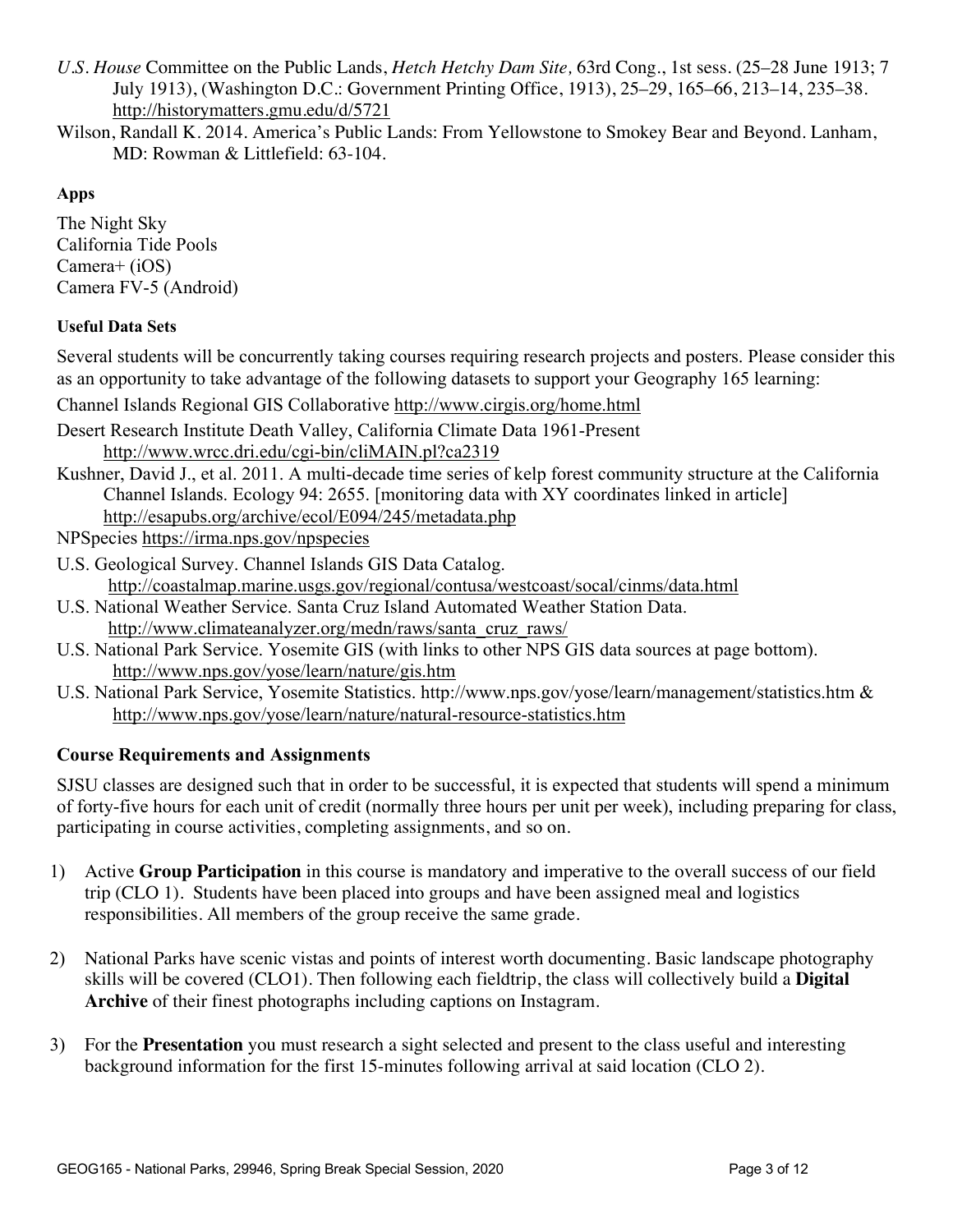*U.S. House* Committee on the Public Lands, *Hetch Hetchy Dam Site,* 63rd Cong., 1st sess. (25–28 June 1913; 7 July 1913), (Washington D.C.: Government Printing Office, 1913), 25–29, 165–66, 213–14, 235–38. http://historymatters.gmu.edu/d/5721

Wilson, Randall K. 2014. America's Public Lands: From Yellowstone to Smokey Bear and Beyond. Lanham, MD: Rowman & Littlefield: 63-104.

### Apps

The Night Sky
California Tide Pools
Camera+ (iOS)
Camera FV-5 (Android)

### Useful Data Sets

Several students will be concurrently taking courses requiring research projects and posters. Please consider this as an opportunity to take advantage of the following datasets to support your Geography 165 learning:

Channel Islands Regional GIS Collaborative http://www.cirgis.org/home.html

Desert Research Institute Death Valley, California Climate Data 1961-Present http://www.wrcc.dri.edu/cgi-bin/cliMAIN.pl?ca2319

Kushner, David J., et al. 2011. A multi-decade time series of kelp forest community structure at the California Channel Islands. Ecology 94: 2655. [monitoring data with XY coordinates linked in article] http://esapubs.org/archive/ecol/E094/245/metadata.php

NPSpecies https://irma.nps.gov/npspecies

U.S. Geological Survey. Channel Islands GIS Data Catalog. http://coastalmap.marine.usgs.gov/regional/contusa/westcoast/socal/cinms/data.html

U.S. National Weather Service. Santa Cruz Island Automated Weather Station Data. http://www.climateanalyzer.org/medn/raws/santa_cruz_raws/

U.S. National Park Service. Yosemite GIS (with links to other NPS GIS data sources at page bottom). http://www.nps.gov/yose/learn/nature/gis.htm

U.S. National Park Service, Yosemite Statistics. http://www.nps.gov/yose/learn/management/statistics.htm & http://www.nps.gov/yose/learn/nature/natural-resource-statistics.htm

## Course Requirements and Assignments

SJSU classes are designed such that in order to be successful, it is expected that students will spend a minimum of forty-five hours for each unit of credit (normally three hours per unit per week), including preparing for class, participating in course activities, completing assignments, and so on.

1) Active **Group Participation** in this course is mandatory and imperative to the overall success of our field trip (CLO 1). Students have been placed into groups and have been assigned meal and logistics responsibilities. All members of the group receive the same grade.

2) National Parks have scenic vistas and points of interest worth documenting. Basic landscape photography skills will be covered (CLO1). Then following each fieldtrip, the class will collectively build a **Digital Archive** of their finest photographs including captions on Instagram.

3) For the **Presentation** you must research a sight selected and present to the class useful and interesting background information for the first 15-minutes following arrival at said location (CLO 2).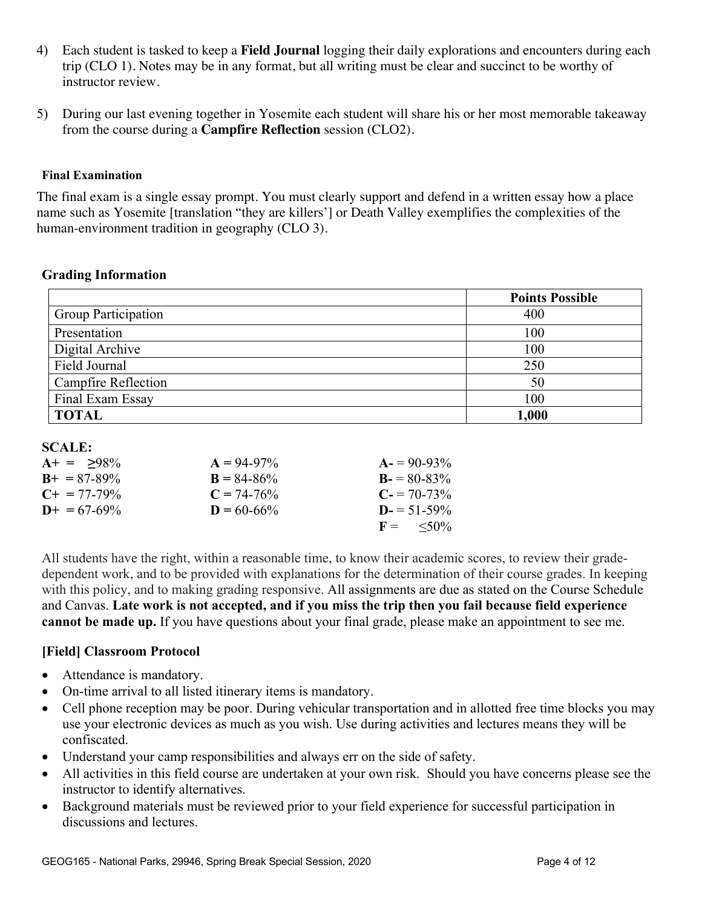4) Each student is tasked to keep a **Field Journal** logging their daily explorations and encounters during each trip (CLO 1). Notes may be in any format, but all writing must be clear and succinct to be worthy of instructor review.

5) During our last evening together in Yosemite each student will share his or her most memorable takeaway from the course during a **Campfire Reflection** session (CLO2).

#### Final Examination

The final exam is a single essay prompt. You must clearly support and defend in a written essay how a place name such as Yosemite [translation "they are killers'] or Death Valley exemplifies the complexities of the human-environment tradition in geography (CLO 3).

### Grading Information

| | Points Possible |
|---|---|
| Group Participation | 400 |
| Presentation | 100 |
| Digital Archive | 100 |
| Field Journal | 250 |
| Campfire Reflection | 50 |
| Final Exam Essay | 100 |
| **TOTAL** | **1,000** |

**SCALE:**

| | | |
|---|---|---|
| **A+** = ≥98% | **A** = 94-97% | **A-** = 90-93% |
| **B+** = 87-89% | **B** = 84-86% | **B-** = 80-83% |
| **C+** = 77-79% | **C** = 74-76% | **C-** = 70-73% |
| **D+** = 67-69% | **D** = 60-66% | **D-** = 51-59% |
| | | **F** = ≤50% |

All students have the right, within a reasonable time, to know their academic scores, to review their grade-dependent work, and to be provided with explanations for the determination of their course grades. In keeping with this policy, and to making grading responsive. All assignments are due as stated on the Course Schedule and Canvas. **Late work is not accepted, and if you miss the trip then you fail because field experience cannot be made up.** If you have questions about your final grade, please make an appointment to see me.

### [Field] Classroom Protocol

- Attendance is mandatory.
- On-time arrival to all listed itinerary items is mandatory.
- Cell phone reception may be poor. During vehicular transportation and in allotted free time blocks you may use your electronic devices as much as you wish. Use during activities and lectures means they will be confiscated.
- Understand your camp responsibilities and always err on the side of safety.
- All activities in this field course are undertaken at your own risk. Should you have concerns please see the instructor to identify alternatives.
- Background materials must be reviewed prior to your field experience for successful participation in discussions and lectures.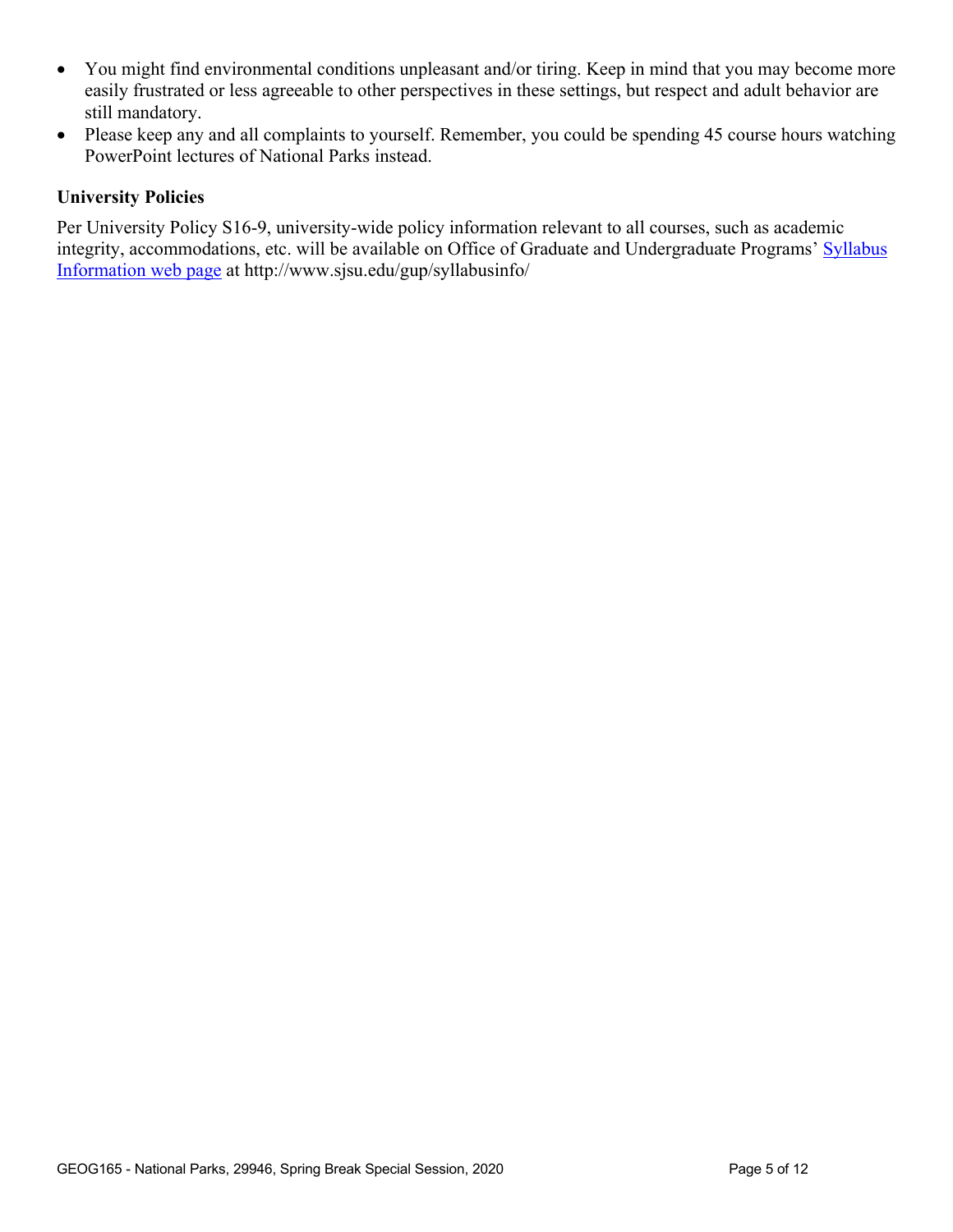- You might find environmental conditions unpleasant and/or tiring. Keep in mind that you may become more easily frustrated or less agreeable to other perspectives in these settings, but respect and adult behavior are still mandatory.
- Please keep any and all complaints to yourself. Remember, you could be spending 45 course hours watching PowerPoint lectures of National Parks instead.

### University Policies

Per University Policy S16-9, university-wide policy information relevant to all courses, such as academic integrity, accommodations, etc. will be available on Office of Graduate and Undergraduate Programs' [Syllabus Information web page](http://www.sjsu.edu/gup/syllabusinfo/) at http://www.sjsu.edu/gup/syllabusinfo/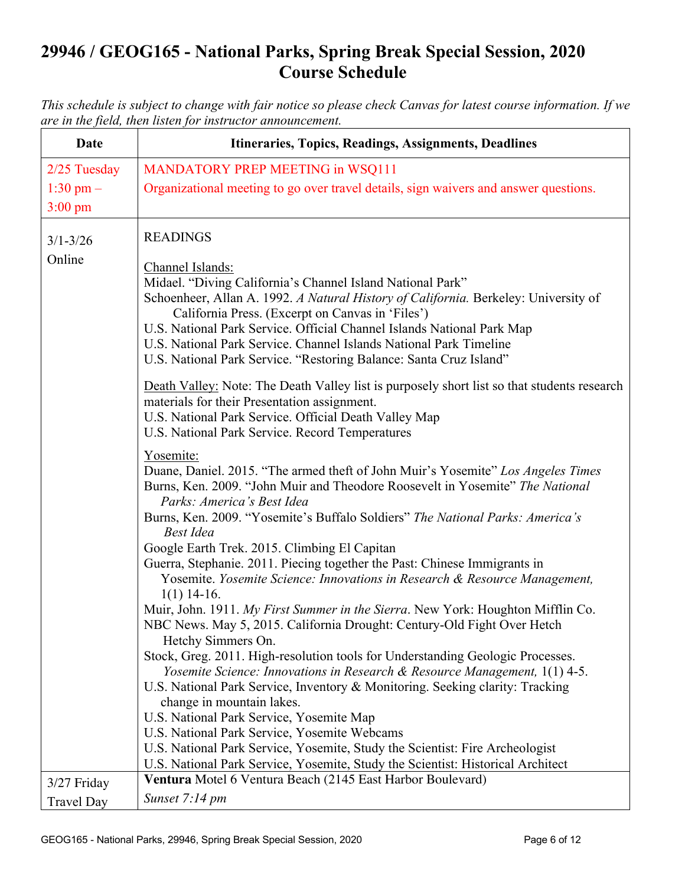# 29946 / GEOG165 - National Parks, Spring Break Special Session, 2020 Course Schedule

*This schedule is subject to change with fair notice so please check Canvas for latest course information. If we are in the field, then listen for instructor announcement.*

| Date | Itineraries, Topics, Readings, Assignments, Deadlines |
| --- | --- |
| 2/25 Tuesday 1:30 pm – 3:00 pm | MANDATORY PREP MEETING in WSQ111<br>Organizational meeting to go over travel details, sign waivers and answer questions. |
| 3/1-3/26 Online | READINGS<br><br>Channel Islands:<br>Midael. "Diving California's Channel Island National Park"<br>Schoenheer, Allan A. 1992. *A Natural History of California.* Berkeley: University of California Press. (Excerpt on Canvas in 'Files')<br>U.S. National Park Service. Official Channel Islands National Park Map<br>U.S. National Park Service. Channel Islands National Park Timeline<br>U.S. National Park Service. "Restoring Balance: Santa Cruz Island"<br><br>Death Valley: Note: The Death Valley list is purposely short list so that students research materials for their Presentation assignment.<br>U.S. National Park Service. Official Death Valley Map<br>U.S. National Park Service. Record Temperatures<br><br>Yosemite:<br>Duane, Daniel. 2015. "The armed theft of John Muir's Yosemite" *Los Angeles Times*<br>Burns, Ken. 2009. "John Muir and Theodore Roosevelt in Yosemite" *The National Parks: America's Best Idea*<br>Burns, Ken. 2009. "Yosemite's Buffalo Soldiers" *The National Parks: America's Best Idea*<br>Google Earth Trek. 2015. Climbing El Capitan<br>Guerra, Stephanie. 2011. Piecing together the Past: Chinese Immigrants in Yosemite. *Yosemite Science: Innovations in Research & Resource Management,* 1(1) 14-16.<br>Muir, John. 1911. *My First Summer in the Sierra*. New York: Houghton Mifflin Co.<br>NBC News. May 5, 2015. California Drought: Century-Old Fight Over Hetch Hetchy Simmers On.<br>Stock, Greg. 2011. High-resolution tools for Understanding Geologic Processes. *Yosemite Science: Innovations in Research & Resource Management,* 1(1) 4-5.<br>U.S. National Park Service, Inventory & Monitoring. Seeking clarity: Tracking change in mountain lakes.<br>U.S. National Park Service, Yosemite Map<br>U.S. National Park Service, Yosemite Webcams<br>U.S. National Park Service, Yosemite, Study the Scientist: Fire Archeologist<br>U.S. National Park Service, Yosemite, Study the Scientist: Historical Architect |
| 3/27 Friday Travel Day | **Ventura** Motel 6 Ventura Beach (2145 East Harbor Boulevard)<br>*Sunset 7:14 pm* |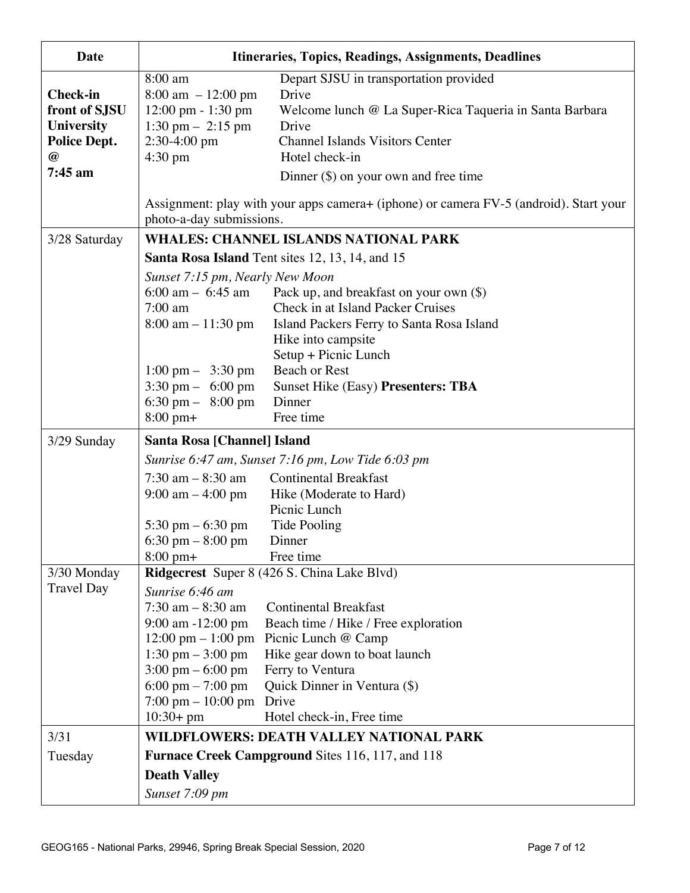| Date | Itineraries, Topics, Readings, Assignments, Deadlines |
|---|---|
| **Check-in front of SJSU University Police Dept. @ 7:45 am** | 8:00 am Depart SJSU in transportation provided<br>8:00 am – 12:00 pm Drive<br>12:00 pm - 1:30 pm Welcome lunch @ La Super-Rica Taqueria in Santa Barbara<br>1:30 pm – 2:15 pm Drive<br>2:30-4:00 pm Channel Islands Visitors Center<br>4:30 pm Hotel check-in<br>Dinner ($) on your own and free time<br><br>Assignment: play with your apps camera+ (iphone) or camera FV-5 (android). Start your photo-a-day submissions. |
| 3/28 Saturday | **WHALES: CHANNEL ISLANDS NATIONAL PARK**<br>**Santa Rosa Island** Tent sites 12, 13, 14, and 15<br>*Sunset 7:15 pm, Nearly New Moon*<br>6:00 am – 6:45 am Pack up, and breakfast on your own ($)<br>7:00 am Check in at Island Packer Cruises<br>8:00 am – 11:30 pm Island Packers Ferry to Santa Rosa Island<br>Hike into campsite<br>Setup + Picnic Lunch<br>1:00 pm – 3:30 pm Beach or Rest<br>3:30 pm – 6:00 pm Sunset Hike (Easy) **Presenters: TBA**<br>6:30 pm – 8:00 pm Dinner<br>8:00 pm+ Free time |
| 3/29 Sunday | **Santa Rosa [Channel] Island**<br>*Sunrise 6:47 am, Sunset 7:16 pm, Low Tide 6:03 pm*<br>7:30 am – 8:30 am Continental Breakfast<br>9:00 am – 4:00 pm Hike (Moderate to Hard)<br>Picnic Lunch<br>5:30 pm – 6:30 pm Tide Pooling<br>6:30 pm – 8:00 pm Dinner<br>8:00 pm+ Free time |
| 3/30 Monday<br>Travel Day | **Ridgecrest** Super 8 (426 S. China Lake Blvd)<br>*Sunrise 6:46 am*<br>7:30 am – 8:30 am Continental Breakfast<br>9:00 am -12:00 pm Beach time / Hike / Free exploration<br>12:00 pm – 1:00 pm Picnic Lunch @ Camp<br>1:30 pm – 3:00 pm Hike gear down to boat launch<br>3:00 pm – 6:00 pm Ferry to Ventura<br>6:00 pm – 7:00 pm Quick Dinner in Ventura ($)<br>7:00 pm – 10:00 pm Drive<br>10:30+ pm Hotel check-in, Free time |
| 3/31<br>Tuesday | **WILDFLOWERS: DEATH VALLEY NATIONAL PARK**<br>**Furnace Creek Campground** Sites 116, 117, and 118<br>**Death Valley**<br>*Sunset 7:09 pm* |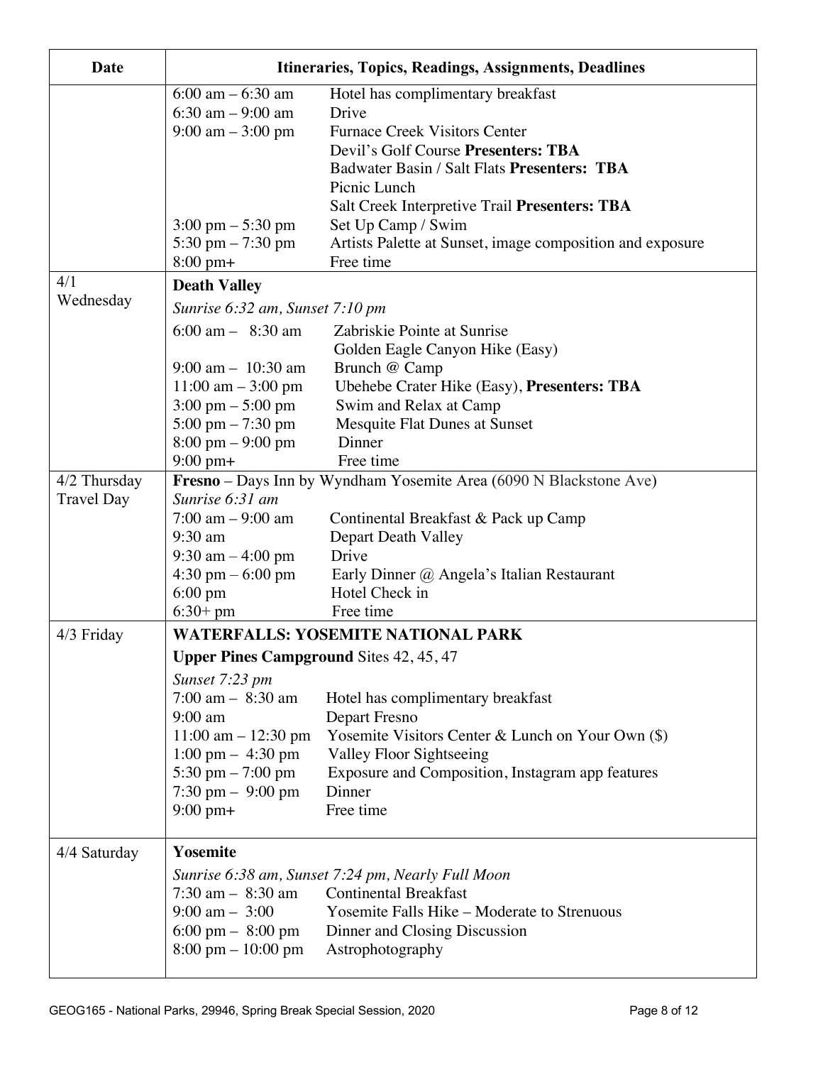| Date | Itineraries, Topics, Readings, Assignments, Deadlines |
| --- | --- |
| | 6:00 am – 6:30 am Hotel has complimentary breakfast<br>6:30 am – 9:00 am Drive<br>9:00 am – 3:00 pm Furnace Creek Visitors Center<br>Devil's Golf Course **Presenters: TBA**<br>Badwater Basin / Salt Flats **Presenters: TBA**<br>Picnic Lunch<br>Salt Creek Interpretive Trail **Presenters: TBA**<br>3:00 pm – 5:30 pm Set Up Camp / Swim<br>5:30 pm – 7:30 pm Artists Palette at Sunset, image composition and exposure<br>8:00 pm+ Free time |
| 4/1 Wednesday | **Death Valley**<br>*Sunrise 6:32 am, Sunset 7:10 pm*<br>6:00 am – 8:30 am Zabriskie Pointe at Sunrise<br>Golden Eagle Canyon Hike (Easy)<br>9:00 am – 10:30 am Brunch @ Camp<br>11:00 am – 3:00 pm Ubehebe Crater Hike (Easy), **Presenters: TBA**<br>3:00 pm – 5:00 pm Swim and Relax at Camp<br>5:00 pm – 7:30 pm Mesquite Flat Dunes at Sunset<br>8:00 pm – 9:00 pm Dinner<br>9:00 pm+ Free time |
| 4/2 Thursday Travel Day | **Fresno** – Days Inn by Wyndham Yosemite Area (6090 N Blackstone Ave)<br>*Sunrise 6:31 am*<br>7:00 am – 9:00 am Continental Breakfast & Pack up Camp<br>9:30 am Depart Death Valley<br>9:30 am – 4:00 pm Drive<br>4:30 pm – 6:00 pm Early Dinner @ Angela's Italian Restaurant<br>6:00 pm Hotel Check in<br>6:30+ pm Free time |
| 4/3 Friday | **WATERFALLS: YOSEMITE NATIONAL PARK**<br>**Upper Pines Campground** Sites 42, 45, 47<br>*Sunset 7:23 pm*<br>7:00 am – 8:30 am Hotel has complimentary breakfast<br>9:00 am Depart Fresno<br>11:00 am – 12:30 pm Yosemite Visitors Center & Lunch on Your Own ($)<br>1:00 pm – 4:30 pm Valley Floor Sightseeing<br>5:30 pm – 7:00 pm Exposure and Composition, Instagram app features<br>7:30 pm – 9:00 pm Dinner<br>9:00 pm+ Free time |
| 4/4 Saturday | **Yosemite**<br>*Sunrise 6:38 am, Sunset 7:24 pm, Nearly Full Moon*<br>7:30 am – 8:30 am Continental Breakfast<br>9:00 am – 3:00 Yosemite Falls Hike – Moderate to Strenuous<br>6:00 pm – 8:00 pm Dinner and Closing Discussion<br>8:00 pm – 10:00 pm Astrophotography |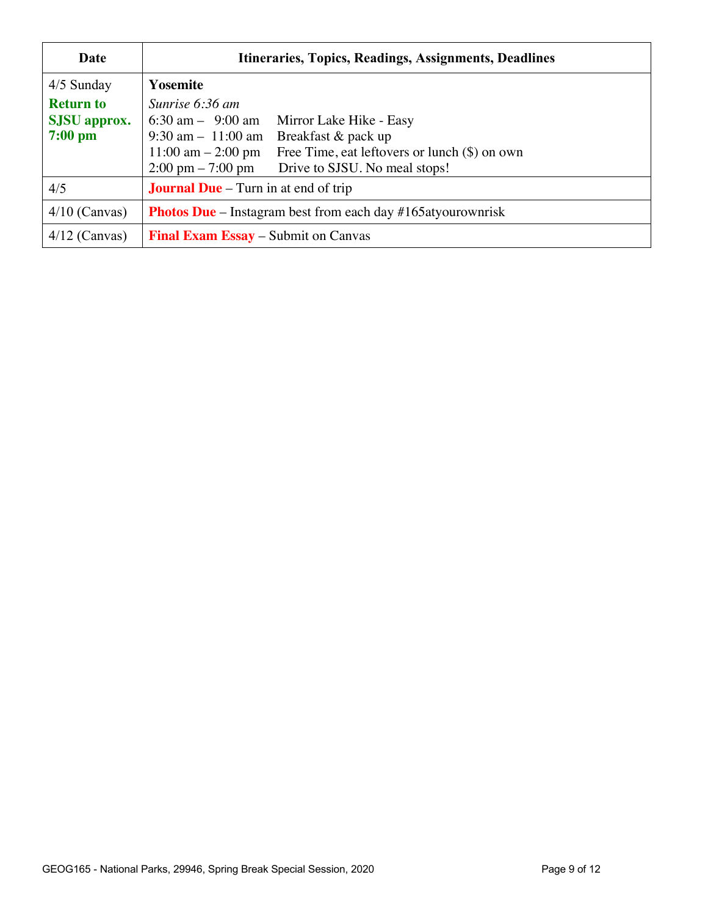| Date | Itineraries, Topics, Readings, Assignments, Deadlines |
|---|---|
| 4/5 Sunday<br>**Return to SJSU approx. 7:00 pm** | **Yosemite**<br>*Sunrise 6:36 am*<br>6:30 am – 9:00 am Mirror Lake Hike - Easy<br>9:30 am – 11:00 am Breakfast & pack up<br>11:00 am – 2:00 pm Free Time, eat leftovers or lunch ($) on own<br>2:00 pm – 7:00 pm Drive to SJSU. No meal stops! |
| 4/5 | **Journal Due** – Turn in at end of trip |
| 4/10 (Canvas) | **Photos Due** – Instagram best from each day #165atyourownrisk |
| 4/12 (Canvas) | **Final Exam Essay** – Submit on Canvas |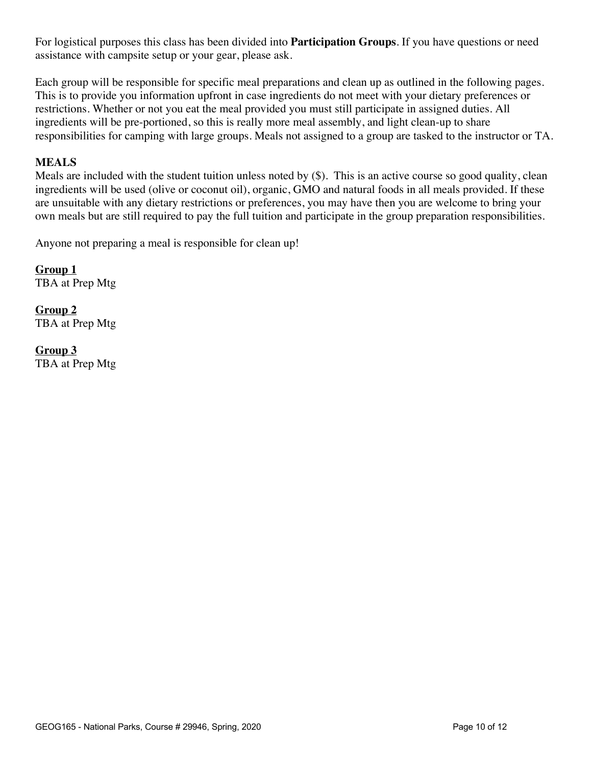For logistical purposes this class has been divided into **Participation Groups**. If you have questions or need assistance with campsite setup or your gear, please ask.

Each group will be responsible for specific meal preparations and clean up as outlined in the following pages. This is to provide you information upfront in case ingredients do not meet with your dietary preferences or restrictions. Whether or not you eat the meal provided you must still participate in assigned duties. All ingredients will be pre-portioned, so this is really more meal assembly, and light clean-up to share responsibilities for camping with large groups. Meals not assigned to a group are tasked to the instructor or TA.

**MEALS**

Meals are included with the student tuition unless noted by ($). This is an active course so good quality, clean ingredients will be used (olive or coconut oil), organic, GMO and natural foods in all meals provided. If these are unsuitable with any dietary restrictions or preferences, you may have then you are welcome to bring your own meals but are still required to pay the full tuition and participate in the group preparation responsibilities.

Anyone not preparing a meal is responsible for clean up!

**<u>Group 1</u>**
TBA at Prep Mtg

**<u>Group 2</u>**
TBA at Prep Mtg

**<u>Group 3</u>**
TBA at Prep Mtg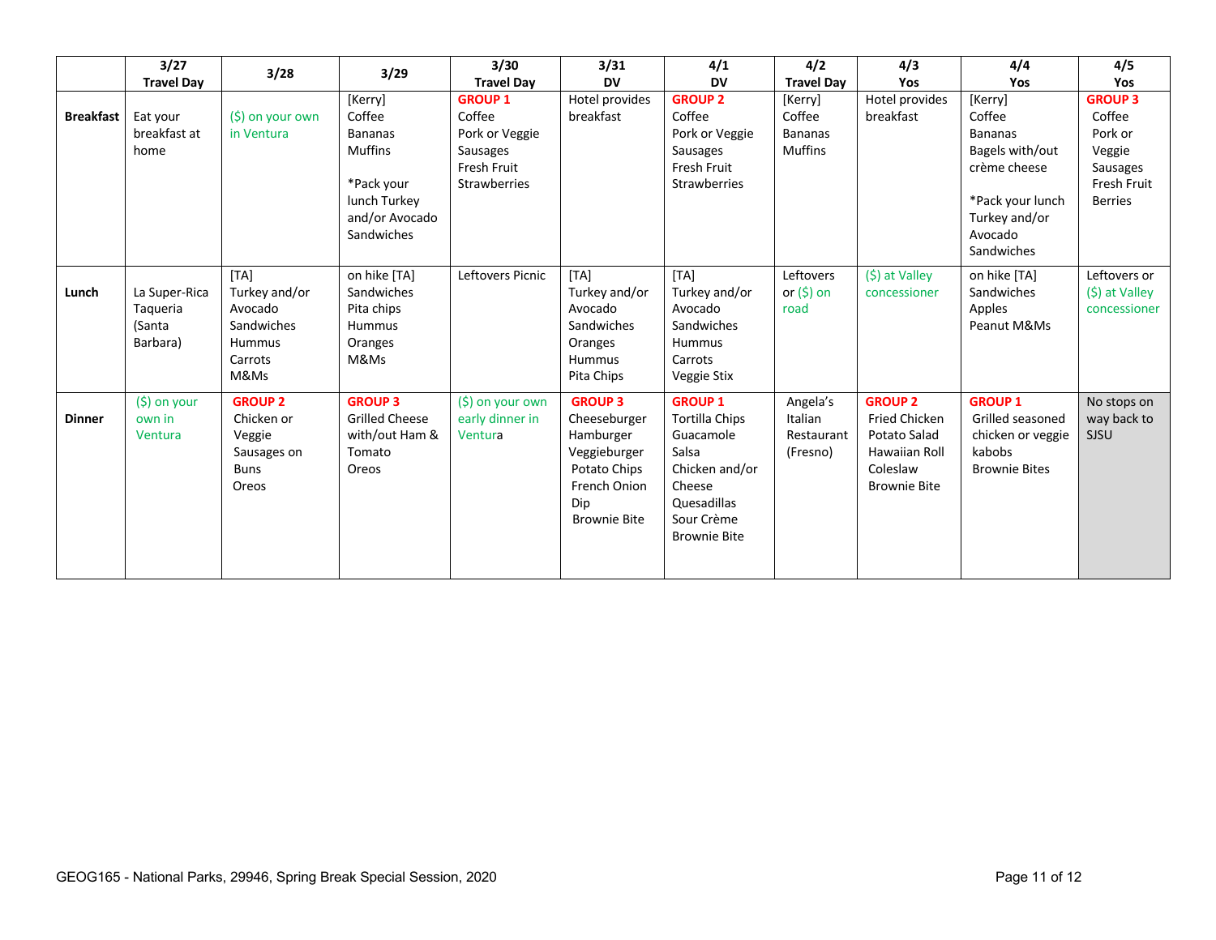| | 3/27 Travel Day | 3/28 | 3/29 | 3/30 Travel Day | 3/31 DV | 4/1 DV | 4/2 Travel Day | 4/3 Yos | 4/4 Yos | 4/5 Yos |
|---|---|---|---|---|---|---|---|---|---|---|
| **Breakfast** | Eat your breakfast at home | ($) on your own in Ventura | [Kerry] Coffee Bananas Muffins *Pack your lunch Turkey and/or Avocado Sandwiches | **GROUP 1** Coffee Pork or Veggie Sausages Fresh Fruit Strawberries | Hotel provides breakfast | **GROUP 2** Coffee Pork or Veggie Sausages Fresh Fruit Strawberries | [Kerry] Coffee Bananas Muffins | Hotel provides breakfast | [Kerry] Coffee Bananas Bagels with/out crème cheese *Pack your lunch Turkey and/or Avocado Sandwiches | **GROUP 3** Coffee Pork or Veggie Sausages Fresh Fruit Berries |
| **Lunch** | La Super-Rica Taqueria (Santa Barbara) | [TA] Turkey and/or Avocado Sandwiches Hummus Carrots M&Ms | on hike [TA] Sandwiches Pita chips Hummus Oranges M&Ms | Leftovers Picnic | [TA] Turkey and/or Avocado Sandwiches Oranges Hummus Pita Chips | [TA] Turkey and/or Avocado Sandwiches Hummus Carrots Veggie Stix | Leftovers or ($) on road | ($) at Valley concessioner | on hike [TA] Sandwiches Apples Peanut M&Ms | Leftovers or ($) at Valley concessioner |
| **Dinner** | ($) on your own in Ventura | **GROUP 2** Chicken or Veggie Sausages on Buns Oreos | **GROUP 3** Grilled Cheese with/out Ham & Tomato Oreos | ($) on your own early dinner in Ventura | **GROUP 3** Cheeseburger Hamburger Veggieburger Potato Chips French Onion Dip Brownie Bite | **GROUP 1** Tortilla Chips Guacamole Salsa Chicken and/or Cheese Quesadillas Sour Crème Brownie Bite | Angela's Italian Restaurant (Fresno) | **GROUP 2** Fried Chicken Potato Salad Hawaiian Roll Coleslaw Brownie Bite | **GROUP 1** Grilled seasoned chicken or veggie kabobs Brownie Bites | No stops on way back to SJSU |

GEOG165 - National Parks, 29946, Spring Break Special Session, 2020